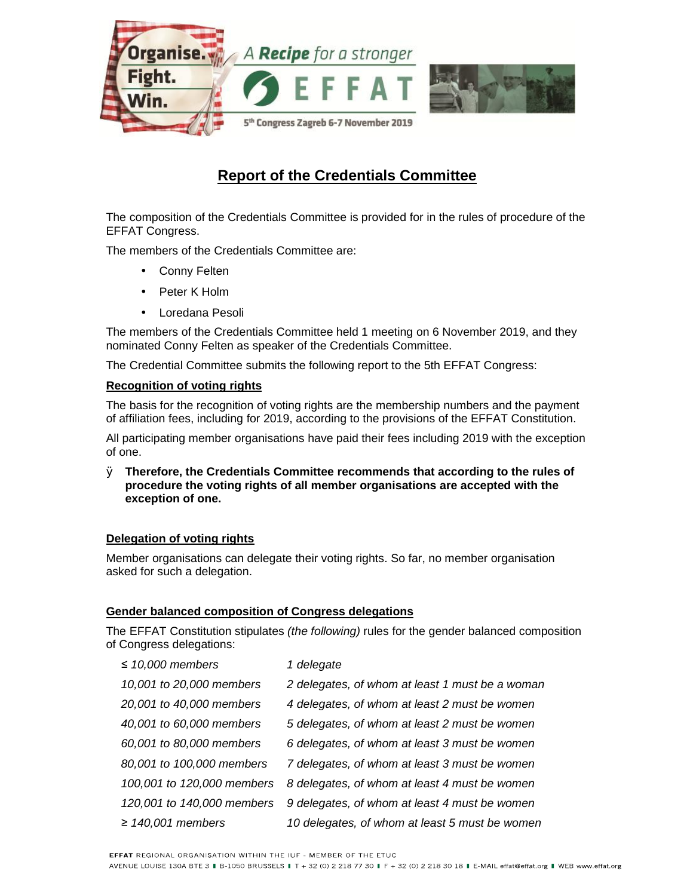Organise. Fight. Win.

A **Recipe** for a stronger EFFAT

5th Congress Zagreb 6-7 November 2019

# Report of the Credentials Committee

The composition of the Credentials Committee is provided for in the rules of procedure of the EFFAT Congress.

The members of the Credentials Committee are:

- Conny Felten
- Peter K Holm
- Loredana Pesoli

The members of the Credentials Committee held 1 meeting on 6 November 2019, and they nominated Conny Felten as speaker of the Credentials Committee.

The Credential Committee submits the following report to the 5th EFFAT Congress:

## Recognition of voting rights

The basis for the recognition of voting rights are the membership numbers and the payment of affiliation fees, including for 2019, according to the provisions of the EFFAT Constitution.

All participating member organisations have paid their fees including 2019 with the exception of one.

- **Therefore, the Credentials Committee recommends that according to the rules of procedure the voting rights of all member organisations are accepted with the exception of one.**

## Delegation of voting rights

Member organisations can delegate their voting rights. So far, no member organisation asked for such a delegation.

## Gender balanced composition of Congress delegations

The EFFAT Constitution stipulates *(the following)* rules for the gender balanced composition of Congress delegations:

| | |
|---|---|
| *≤ 10,000 members* | *1 delegate* |
| *10,001 to 20,000 members* | *2 delegates, of whom at least 1 must be a woman* |
| *20,001 to 40,000 members* | *4 delegates, of whom at least 2 must be women* |
| *40,001 to 60,000 members* | *5 delegates, of whom at least 2 must be women* |
| *60,001 to 80,000 members* | *6 delegates, of whom at least 3 must be women* |
| *80,001 to 100,000 members* | *7 delegates, of whom at least 3 must be women* |
| *100,001 to 120,000 members* | *8 delegates, of whom at least 4 must be women* |
| *120,001 to 140,000 members* | *9 delegates, of whom at least 4 must be women* |
| *≥ 140,001 members* | *10 delegates, of whom at least 5 must be women* |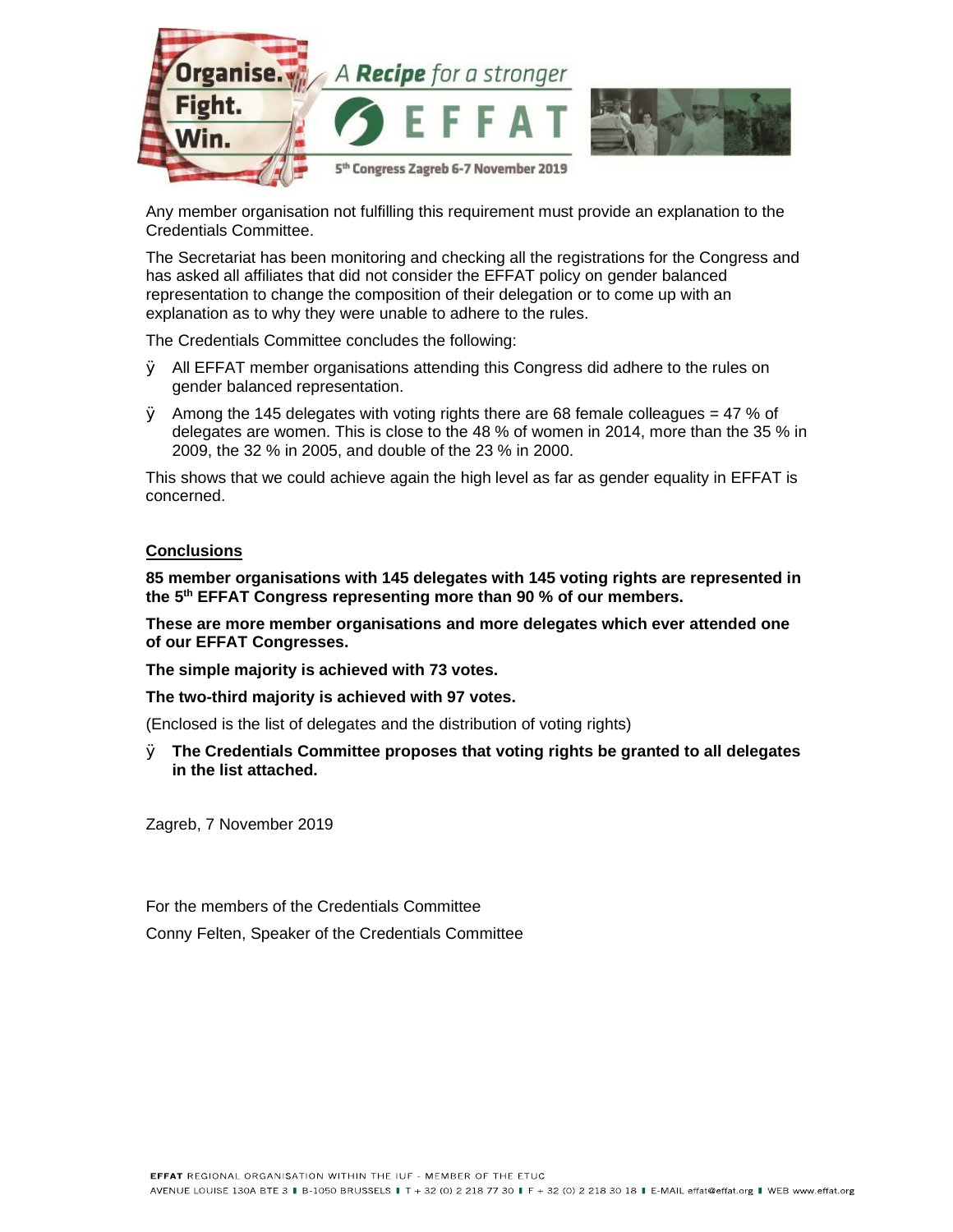Any member organisation not fulfilling this requirement must provide an explanation to the Credentials Committee.

The Secretariat has been monitoring and checking all the registrations for the Congress and has asked all affiliates that did not consider the EFFAT policy on gender balanced representation to change the composition of their delegation or to come up with an explanation as to why they were unable to adhere to the rules.

The Credentials Committee concludes the following:

- All EFFAT member organisations attending this Congress did adhere to the rules on gender balanced representation.
- Among the 145 delegates with voting rights there are 68 female colleagues = 47 % of delegates are women. This is close to the 48 % of women in 2014, more than the 35 % in 2009, the 32 % in 2005, and double of the 23 % in 2000.

This shows that we could achieve again the high level as far as gender equality in EFFAT is concerned.

## Conclusions

**85 member organisations with 145 delegates with 145 voting rights are represented in the 5th EFFAT Congress representing more than 90 % of our members.**

**These are more member organisations and more delegates which ever attended one of our EFFAT Congresses.**

**The simple majority is achieved with 73 votes.**

**The two-third majority is achieved with 97 votes.**

(Enclosed is the list of delegates and the distribution of voting rights)

- **The Credentials Committee proposes that voting rights be granted to all delegates in the list attached.**

Zagreb, 7 November 2019

For the members of the Credentials Committee

Conny Felten, Speaker of the Credentials Committee